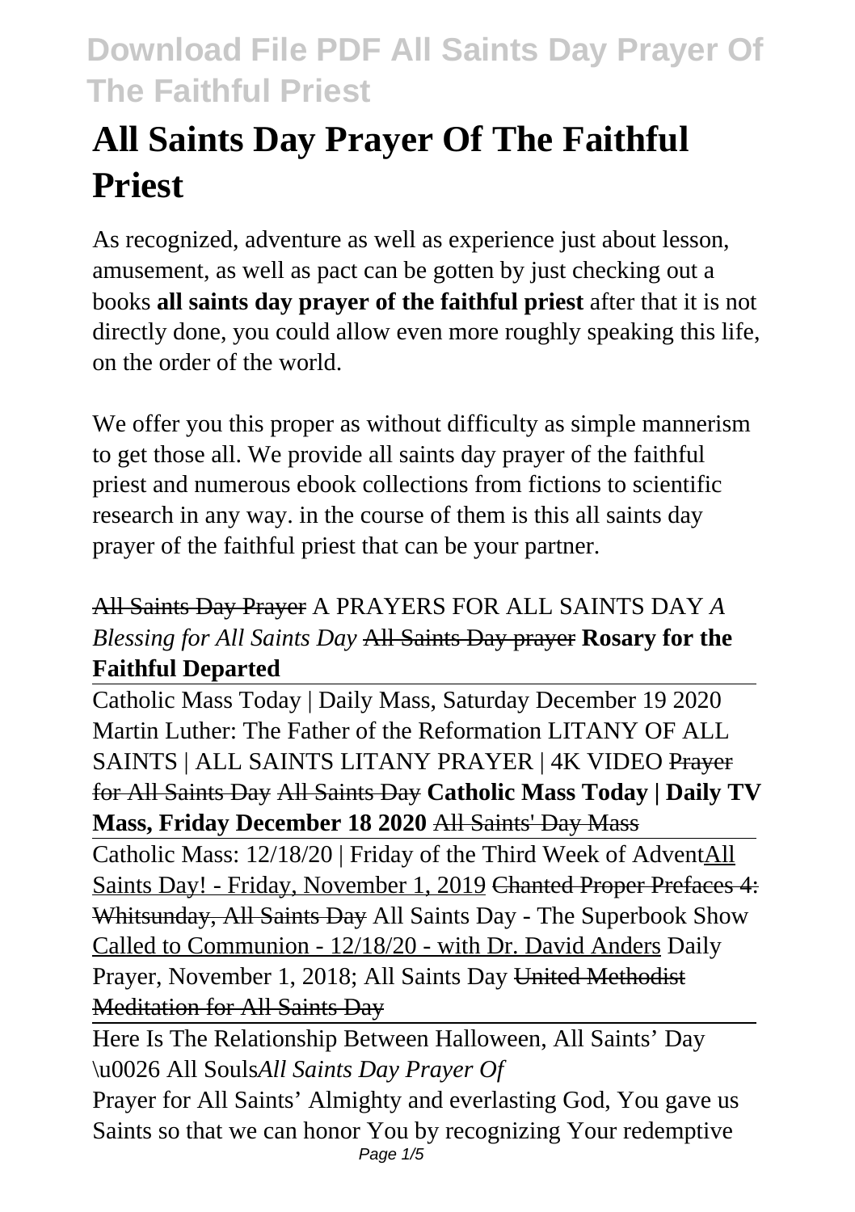# All Saints Day Prayer Of The Faithful Priest

As recognized, adventure as well as experience just about lesson, amusement, as well as pact can be gotten by just checking out a books **all saints day prayer of the faithful priest** after that it is not directly done, you could allow even more roughly speaking this life, on the order of the world.

We offer you this proper as without difficulty as simple mannerism to get those all. We provide all saints day prayer of the faithful priest and numerous ebook collections from fictions to scientific research in any way. in the course of them is this all saints day prayer of the faithful priest that can be your partner.

All Saints Day Prayer A PRAYERS FOR ALL SAINTS DAY *A Blessing for All Saints Day* All Saints Day prayer **Rosary for the Faithful Departed**

Catholic Mass Today | Daily Mass, Saturday December 19 2020 Martin Luther: The Father of the Reformation LITANY OF ALL SAINTS | ALL SAINTS LITANY PRAYER | 4K VIDEO Prayer for All Saints Day All Saints Day **Catholic Mass Today | Daily TV Mass, Friday December 18 2020** All Saints' Day Mass

Catholic Mass: 12/18/20 | Friday of the Third Week of Advent All Saints Day! - Friday, November 1, 2019 Chanted Proper Prefaces 4: Whitsunday, All Saints Day All Saints Day - The Superbook Show Called to Communion - 12/18/20 - with Dr. David Anders Daily Prayer, November 1, 2018; All Saints Day United Methodist Meditation for All Saints Day

Here Is The Relationship Between Halloween, All Saints' Day \u0026 All Souls*All Saints Day Prayer Of*

Prayer for All Saints' Almighty and everlasting God, You gave us Saints so that we can honor You by recognizing Your redemptive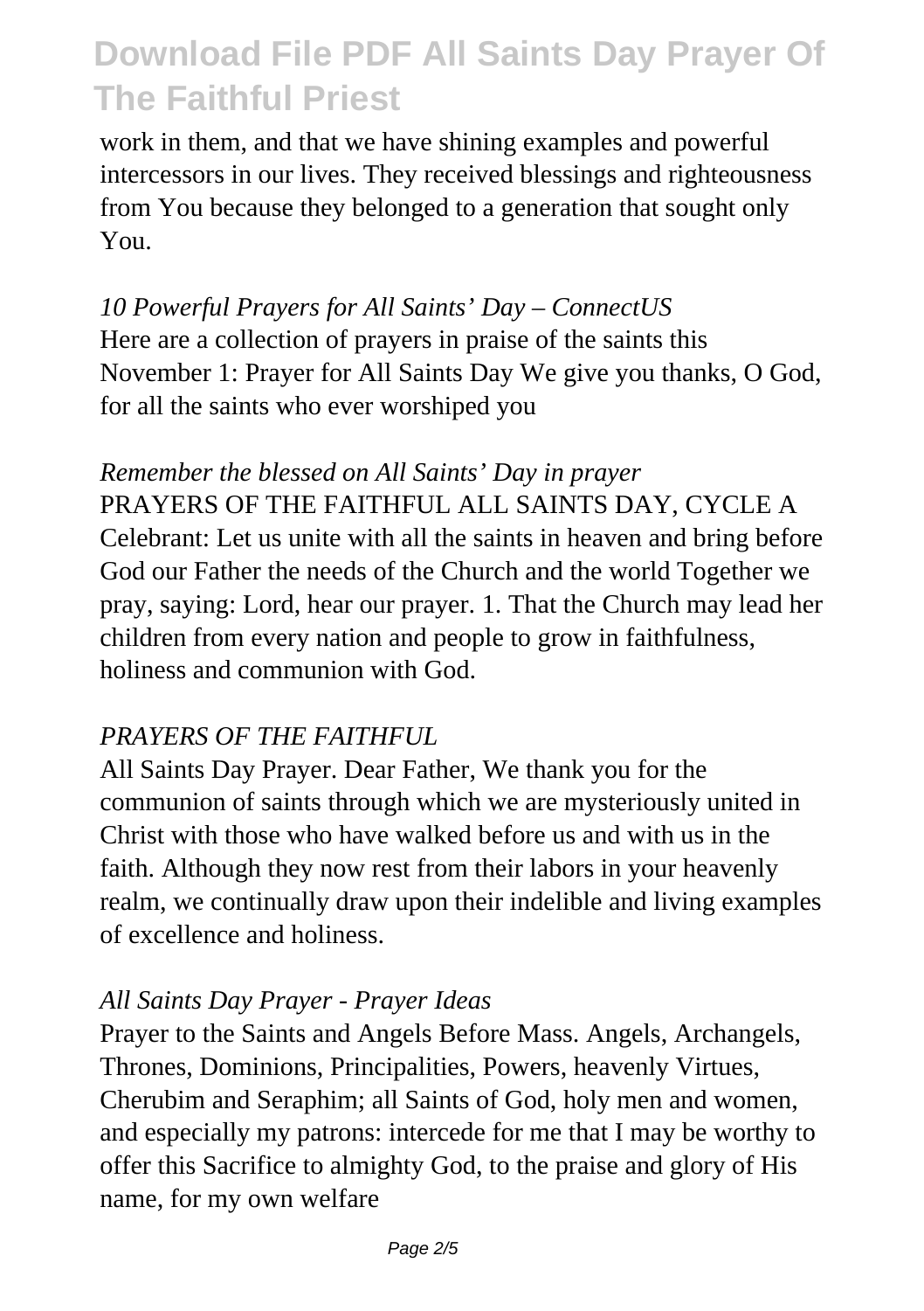work in them, and that we have shining examples and powerful intercessors in our lives. They received blessings and righteousness from You because they belonged to a generation that sought only You.

*10 Powerful Prayers for All Saints' Day – ConnectUS*

Here are a collection of prayers in praise of the saints this November 1: Prayer for All Saints Day We give you thanks, O God, for all the saints who ever worshiped you

*Remember the blessed on All Saints' Day in prayer*

PRAYERS OF THE FAITHFUL ALL SAINTS DAY, CYCLE A Celebrant: Let us unite with all the saints in heaven and bring before God our Father the needs of the Church and the world Together we pray, saying: Lord, hear our prayer. 1. That the Church may lead her children from every nation and people to grow in faithfulness, holiness and communion with God.

*PRAYERS OF THE FAITHFUL*

All Saints Day Prayer. Dear Father, We thank you for the communion of saints through which we are mysteriously united in Christ with those who have walked before us and with us in the faith. Although they now rest from their labors in your heavenly realm, we continually draw upon their indelible and living examples of excellence and holiness.

*All Saints Day Prayer - Prayer Ideas*

Prayer to the Saints and Angels Before Mass. Angels, Archangels, Thrones, Dominions, Principalities, Powers, heavenly Virtues, Cherubim and Seraphim; all Saints of God, holy men and women, and especially my patrons: intercede for me that I may be worthy to offer this Sacrifice to almighty God, to the praise and glory of His name, for my own welfare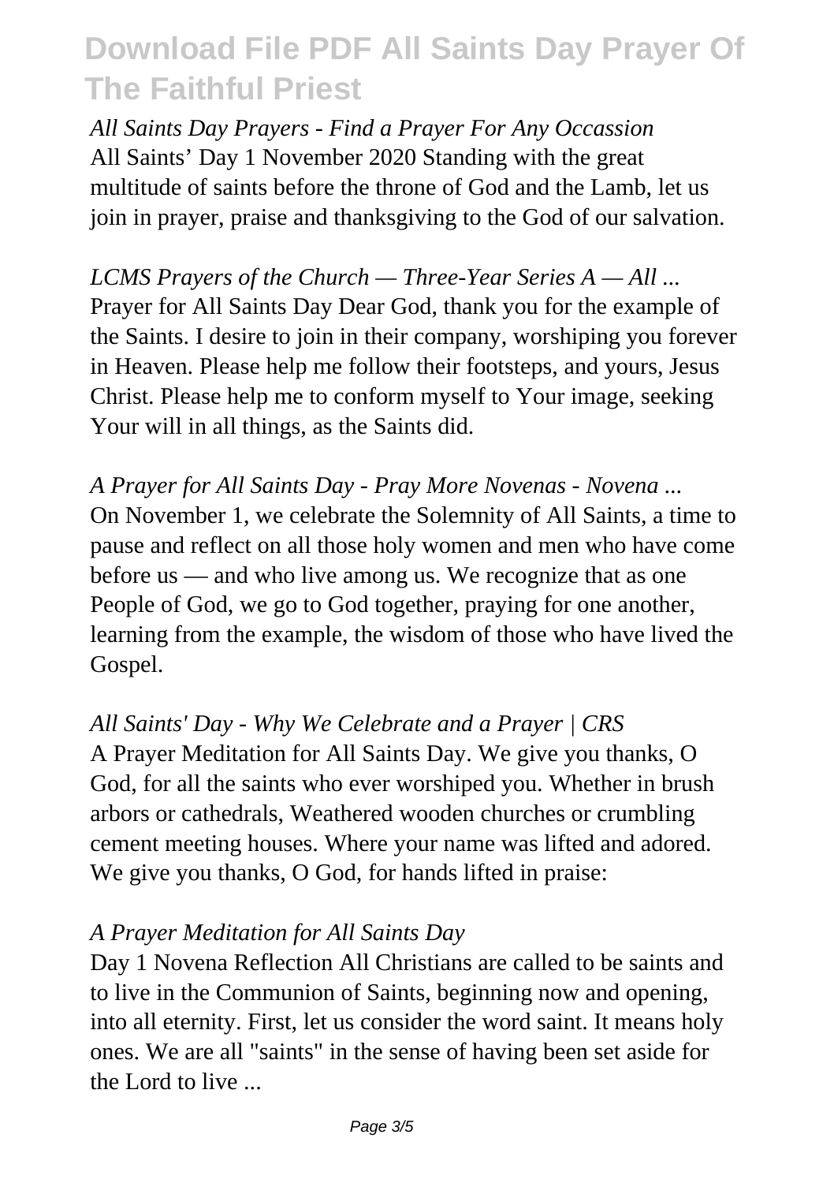*All Saints Day Prayers - Find a Prayer For Any Occassion*
All Saints' Day 1 November 2020 Standing with the great multitude of saints before the throne of God and the Lamb, let us join in prayer, praise and thanksgiving to the God of our salvation.

*LCMS Prayers of the Church — Three-Year Series A — All ...*
Prayer for All Saints Day Dear God, thank you for the example of the Saints. I desire to join in their company, worshiping you forever in Heaven. Please help me follow their footsteps, and yours, Jesus Christ. Please help me to conform myself to Your image, seeking Your will in all things, as the Saints did.

*A Prayer for All Saints Day - Pray More Novenas - Novena ...*
On November 1, we celebrate the Solemnity of All Saints, a time to pause and reflect on all those holy women and men who have come before us — and who live among us. We recognize that as one People of God, we go to God together, praying for one another, learning from the example, the wisdom of those who have lived the Gospel.

*All Saints' Day - Why We Celebrate and a Prayer | CRS*
A Prayer Meditation for All Saints Day. We give you thanks, O God, for all the saints who ever worshiped you. Whether in brush arbors or cathedrals, Weathered wooden churches or crumbling cement meeting houses. Where your name was lifted and adored. We give you thanks, O God, for hands lifted in praise:

*A Prayer Meditation for All Saints Day*
Day 1 Novena Reflection All Christians are called to be saints and to live in the Communion of Saints, beginning now and opening, into all eternity. First, let us consider the word saint. It means holy ones. We are all "saints" in the sense of having been set aside for the Lord to live ...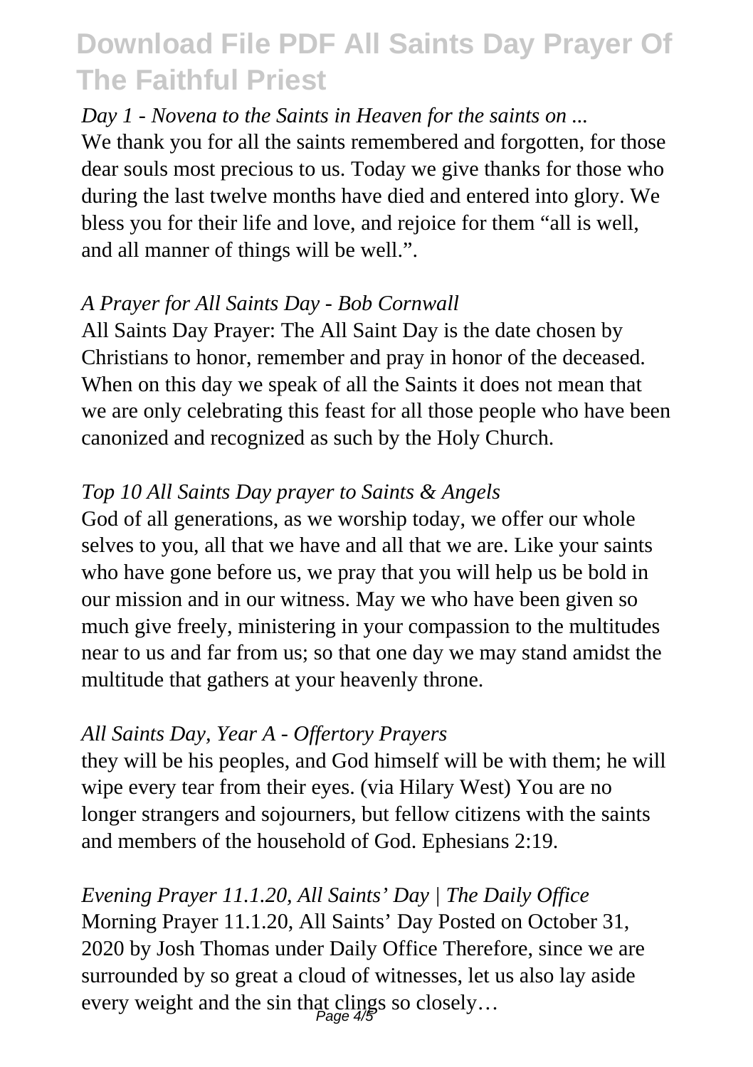# Download File PDF All Saints Day Prayer Of The Faithful Priest

*Day 1 - Novena to the Saints in Heaven for the saints on ...*

We thank you for all the saints remembered and forgotten, for those dear souls most precious to us. Today we give thanks for those who during the last twelve months have died and entered into glory. We bless you for their life and love, and rejoice for them "all is well, and all manner of things will be well.".

*A Prayer for All Saints Day - Bob Cornwall*

All Saints Day Prayer: The All Saint Day is the date chosen by Christians to honor, remember and pray in honor of the deceased. When on this day we speak of all the Saints it does not mean that we are only celebrating this feast for all those people who have been canonized and recognized as such by the Holy Church.

*Top 10 All Saints Day prayer to Saints & Angels*

God of all generations, as we worship today, we offer our whole selves to you, all that we have and all that we are. Like your saints who have gone before us, we pray that you will help us be bold in our mission and in our witness. May we who have been given so much give freely, ministering in your compassion to the multitudes near to us and far from us; so that one day we may stand amidst the multitude that gathers at your heavenly throne.

*All Saints Day, Year A - Offertory Prayers*

they will be his peoples, and God himself will be with them; he will wipe every tear from their eyes. (via Hilary West) You are no longer strangers and sojourners, but fellow citizens with the saints and members of the household of God. Ephesians 2:19.

*Evening Prayer 11.1.20, All Saints' Day | The Daily Office*

Morning Prayer 11.1.20, All Saints' Day Posted on October 31, 2020 by Josh Thomas under Daily Office Therefore, since we are surrounded by so great a cloud of witnesses, let us also lay aside every weight and the sin that clings so closely…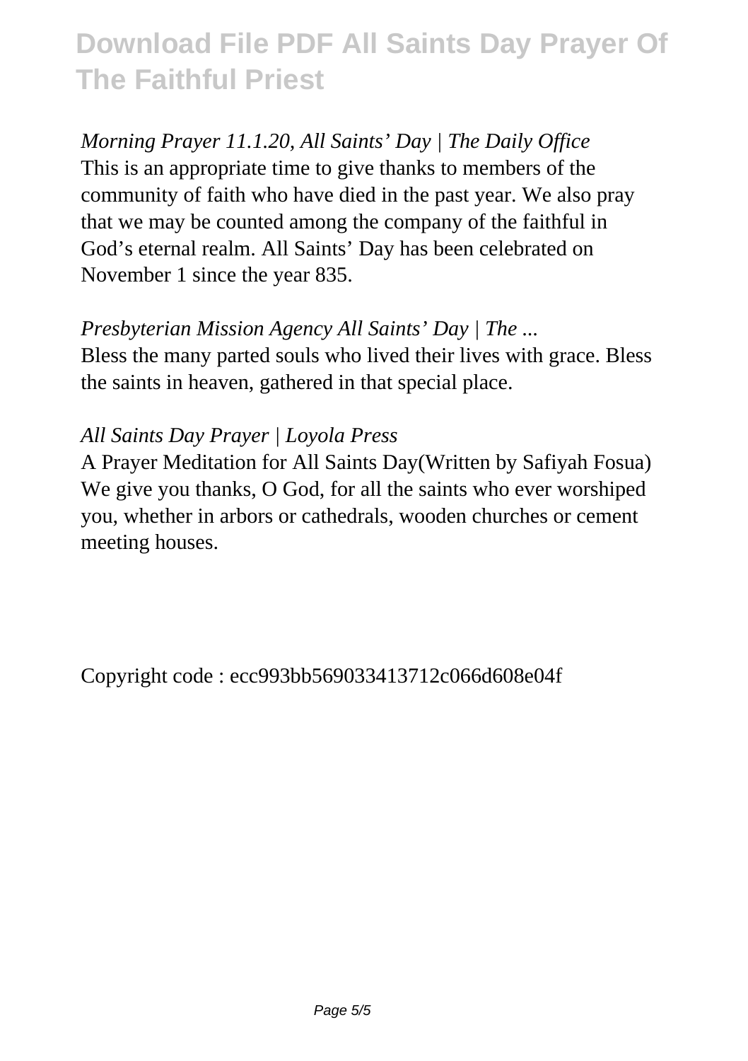*Morning Prayer 11.1.20, All Saints' Day | The Daily Office*
This is an appropriate time to give thanks to members of the community of faith who have died in the past year. We also pray that we may be counted among the company of the faithful in God's eternal realm. All Saints' Day has been celebrated on November 1 since the year 835.

*Presbyterian Mission Agency All Saints' Day | The ...*
Bless the many parted souls who lived their lives with grace. Bless the saints in heaven, gathered in that special place.

*All Saints Day Prayer | Loyola Press*
A Prayer Meditation for All Saints Day(Written by Safiyah Fosua) We give you thanks, O God, for all the saints who ever worshiped you, whether in arbors or cathedrals, wooden churches or cement meeting houses.

Copyright code : ecc993bb569033413712c066d608e04f